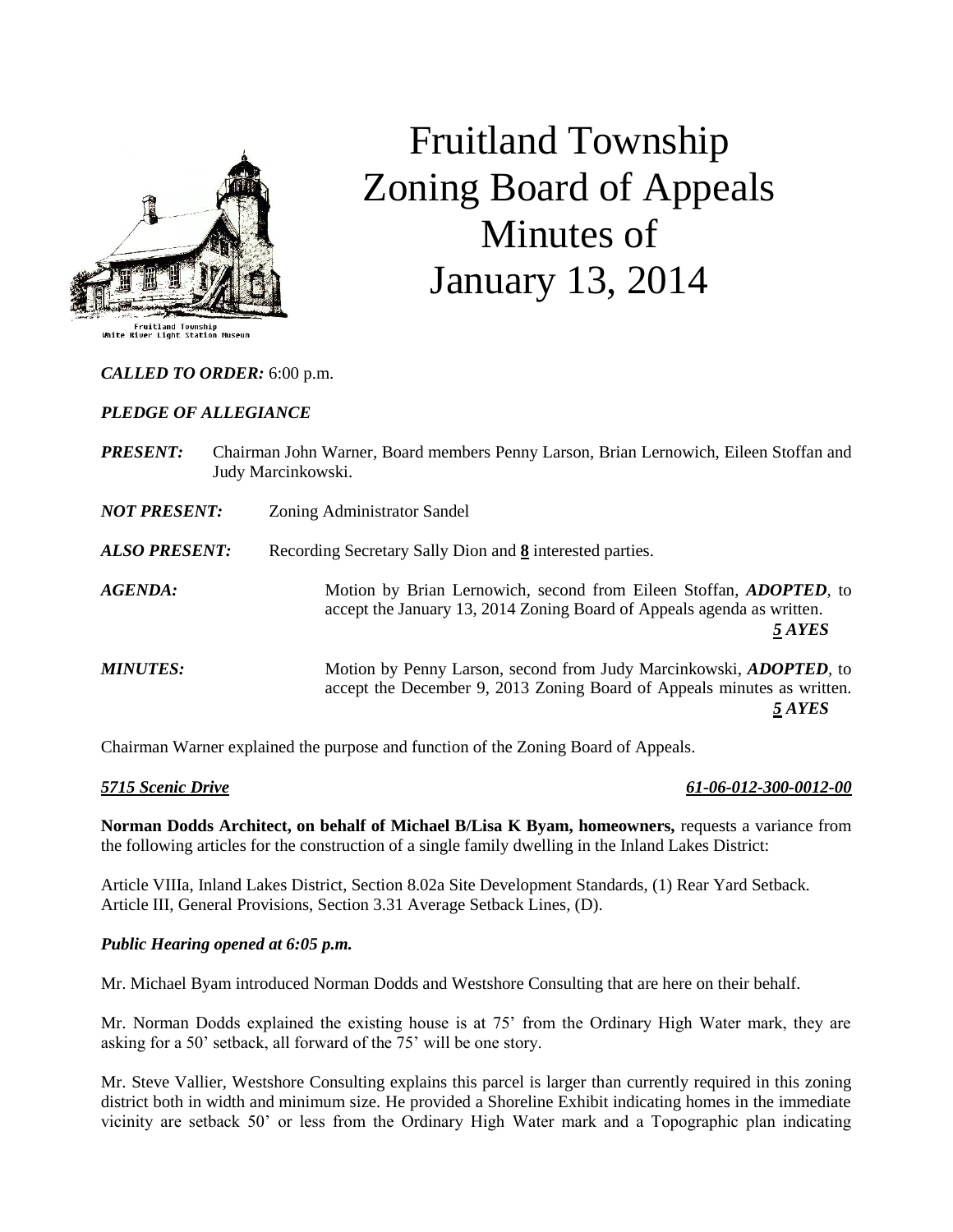# Fruitland Township Zoning Board of Appeals Minutes of January 13, 2014

Fruitland Township
White River Light Station Museum

***CALLED TO ORDER:*** 6:00 p.m.

***PLEDGE OF ALLEGIANCE***

***PRESENT:*** Chairman John Warner, Board members Penny Larson, Brian Lernowich, Eileen Stoffan and Judy Marcinkowski.

***NOT PRESENT:*** Zoning Administrator Sandel

***ALSO PRESENT:*** Recording Secretary Sally Dion and **8** interested parties.

***AGENDA:*** Motion by Brian Lernowich, second from Eileen Stoffan, ***ADOPTED***, to accept the January 13, 2014 Zoning Board of Appeals agenda as written.
***5 AYES***

***MINUTES:*** Motion by Penny Larson, second from Judy Marcinkowski, ***ADOPTED***, to accept the December 9, 2013 Zoning Board of Appeals minutes as written.
***5 AYES***

Chairman Warner explained the purpose and function of the Zoning Board of Appeals.

***5715 Scenic Drive*** ***61-06-012-300-0012-00***

**Norman Dodds Architect, on behalf of Michael B/Lisa K Byam, homeowners,** requests a variance from the following articles for the construction of a single family dwelling in the Inland Lakes District:

Article VIIIa, Inland Lakes District, Section 8.02a Site Development Standards, (1) Rear Yard Setback.
Article III, General Provisions, Section 3.31 Average Setback Lines, (D).

***Public Hearing opened at 6:05 p.m.***

Mr. Michael Byam introduced Norman Dodds and Westshore Consulting that are here on their behalf.

Mr. Norman Dodds explained the existing house is at 75' from the Ordinary High Water mark, they are asking for a 50' setback, all forward of the 75' will be one story.

Mr. Steve Vallier, Westshore Consulting explains this parcel is larger than currently required in this zoning district both in width and minimum size. He provided a Shoreline Exhibit indicating homes in the immediate vicinity are setback 50' or less from the Ordinary High Water mark and a Topographic plan indicating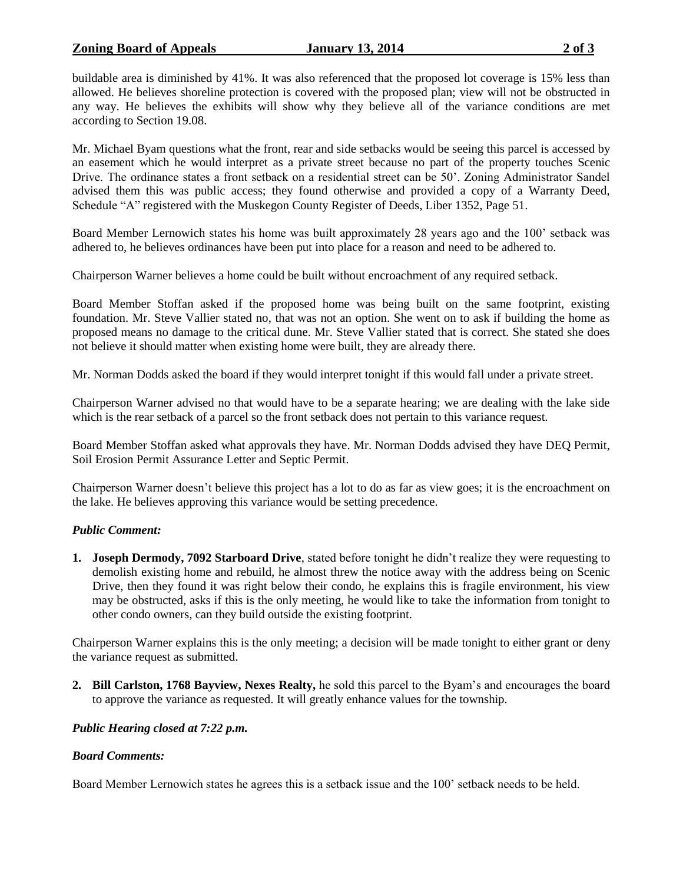buildable area is diminished by 41%. It was also referenced that the proposed lot coverage is 15% less than allowed. He believes shoreline protection is covered with the proposed plan; view will not be obstructed in any way. He believes the exhibits will show why they believe all of the variance conditions are met according to Section 19.08.

Mr. Michael Byam questions what the front, rear and side setbacks would be seeing this parcel is accessed by an easement which he would interpret as a private street because no part of the property touches Scenic Drive. The ordinance states a front setback on a residential street can be 50'. Zoning Administrator Sandel advised them this was public access; they found otherwise and provided a copy of a Warranty Deed, Schedule "A" registered with the Muskegon County Register of Deeds, Liber 1352, Page 51.

Board Member Lernowich states his home was built approximately 28 years ago and the 100' setback was adhered to, he believes ordinances have been put into place for a reason and need to be adhered to.

Chairperson Warner believes a home could be built without encroachment of any required setback.

Board Member Stoffan asked if the proposed home was being built on the same footprint, existing foundation. Mr. Steve Vallier stated no, that was not an option. She went on to ask if building the home as proposed means no damage to the critical dune. Mr. Steve Vallier stated that is correct. She stated she does not believe it should matter when existing home were built, they are already there.

Mr. Norman Dodds asked the board if they would interpret tonight if this would fall under a private street.

Chairperson Warner advised no that would have to be a separate hearing; we are dealing with the lake side which is the rear setback of a parcel so the front setback does not pertain to this variance request.

Board Member Stoffan asked what approvals they have. Mr. Norman Dodds advised they have DEQ Permit, Soil Erosion Permit Assurance Letter and Septic Permit.

Chairperson Warner doesn't believe this project has a lot to do as far as view goes; it is the encroachment on the lake. He believes approving this variance would be setting precedence.

***Public Comment:***

1. **Joseph Dermody, 7092 Starboard Drive**, stated before tonight he didn't realize they were requesting to demolish existing home and rebuild, he almost threw the notice away with the address being on Scenic Drive, then they found it was right below their condo, he explains this is fragile environment, his view may be obstructed, asks if this is the only meeting, he would like to take the information from tonight to other condo owners, can they build outside the existing footprint.

Chairperson Warner explains this is the only meeting; a decision will be made tonight to either grant or deny the variance request as submitted.

2. **Bill Carlston, 1768 Bayview, Nexes Realty,** he sold this parcel to the Byam's and encourages the board to approve the variance as requested. It will greatly enhance values for the township.

***Public Hearing closed at 7:22 p.m.***

***Board Comments:***

Board Member Lernowich states he agrees this is a setback issue and the 100' setback needs to be held.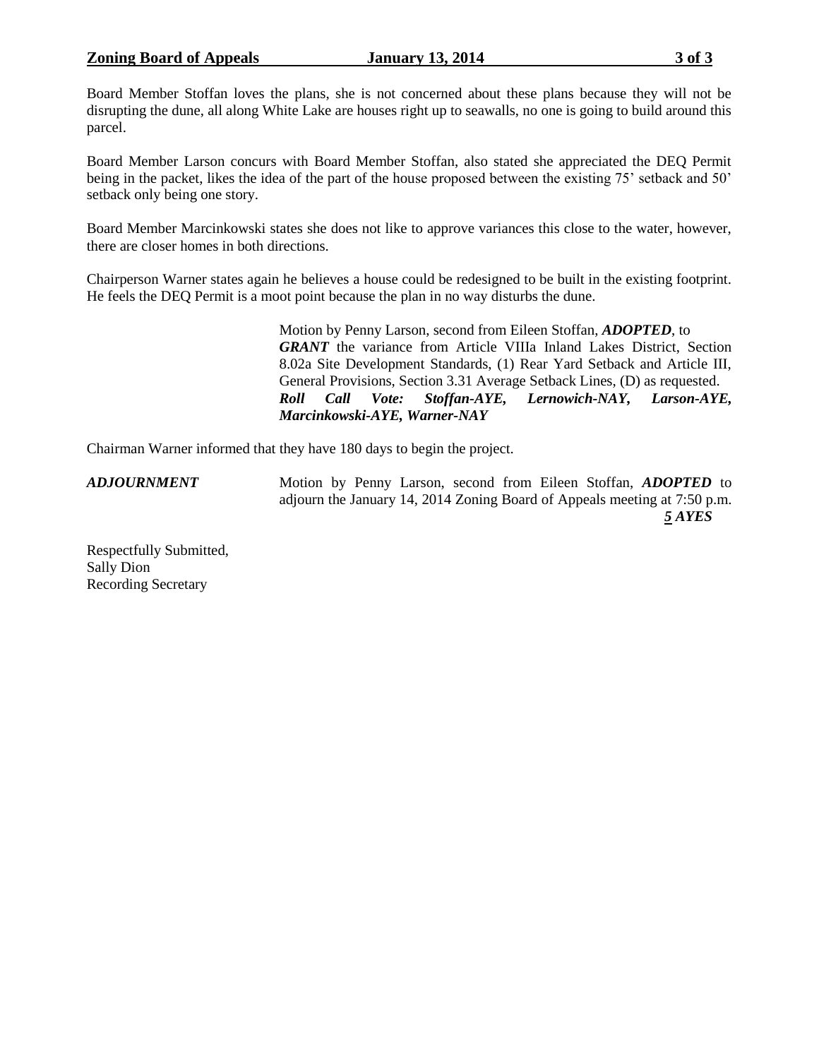Board Member Stoffan loves the plans, she is not concerned about these plans because they will not be disrupting the dune, all along White Lake are houses right up to seawalls, no one is going to build around this parcel.

Board Member Larson concurs with Board Member Stoffan, also stated she appreciated the DEQ Permit being in the packet, likes the idea of the part of the house proposed between the existing 75' setback and 50' setback only being one story.

Board Member Marcinkowski states she does not like to approve variances this close to the water, however, there are closer homes in both directions.

Chairperson Warner states again he believes a house could be redesigned to be built in the existing footprint. He feels the DEQ Permit is a moot point because the plan in no way disturbs the dune.

Motion by Penny Larson, second from Eileen Stoffan, ***ADOPTED***, to ***GRANT*** the variance from Article VIIIa Inland Lakes District, Section 8.02a Site Development Standards, (1) Rear Yard Setback and Article III, General Provisions, Section 3.31 Average Setback Lines, (D) as requested.
***Roll Call Vote: Stoffan-AYE, Lernowich-NAY, Larson-AYE, Marcinkowski-AYE, Warner-NAY***

Chairman Warner informed that they have 180 days to begin the project.

***ADJOURNMENT*** Motion by Penny Larson, second from Eileen Stoffan, ***ADOPTED*** to adjourn the January 14, 2014 Zoning Board of Appeals meeting at 7:50 p.m.
***5 AYES***

Respectfully Submitted,
Sally Dion
Recording Secretary